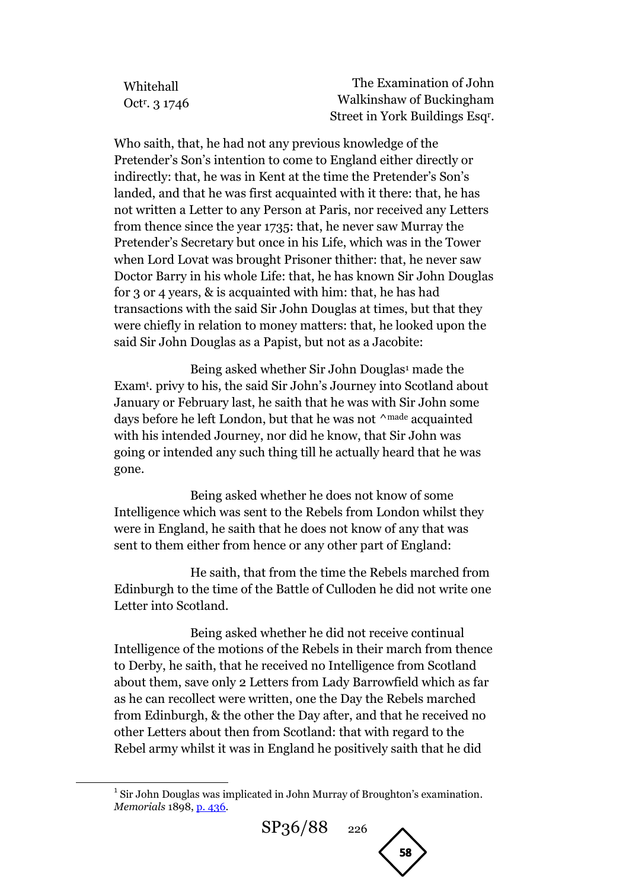Whitehall
Oct[r]. 3 1746

The Examination of John Walkinshaw of Buckingham Street in York Buildings Esq[r].

Who saith, that, he had not any previous knowledge of the Pretender's Son's intention to come to England either directly or indirectly: that, he was in Kent at the time the Pretender's Son's landed, and that he was first acquainted with it there: that, he has not written a Letter to any Person at Paris, nor received any Letters from thence since the year 1735: that, he never saw Murray the Pretender's Secretary but once in his Life, which was in the Tower when Lord Lovat was brought Prisoner thither: that, he never saw Doctor Barry in his whole Life: that, he has known Sir John Douglas for 3 or 4 years, & is acquainted with him: that, he has had transactions with the said Sir John Douglas at times, but that they were chiefly in relation to money matters: that, he looked upon the said Sir John Douglas as a Papist, but not as a Jacobite:

Being asked whether Sir John Douglas[1] made the Exam[t]. privy to his, the said Sir John's Journey into Scotland about January or February last, he saith that he was with Sir John some days before he left London, but that he was not ^made acquainted with his intended Journey, nor did he know, that Sir John was going or intended any such thing till he actually heard that he was gone.

Being asked whether he does not know of some Intelligence which was sent to the Rebels from London whilst they were in England, he saith that he does not know of any that was sent to them either from hence or any other part of England:

He saith, that from the time the Rebels marched from Edinburgh to the time of the Battle of Culloden he did not write one Letter into Scotland.

Being asked whether he did not receive continual Intelligence of the motions of the Rebels in their march from thence to Derby, he saith, that he received no Intelligence from Scotland about them, save only 2 Letters from Lady Barrowfield which as far as he can recollect were written, one the Day the Rebels marched from Edinburgh, & the other the Day after, and that he received no other Letters about then from Scotland: that with regard to the Rebel army whilst it was in England he positively saith that he did

[1] Sir John Douglas was implicated in John Murray of Broughton's examination. *Memorials* 1898, p. 436.

SP36/88 226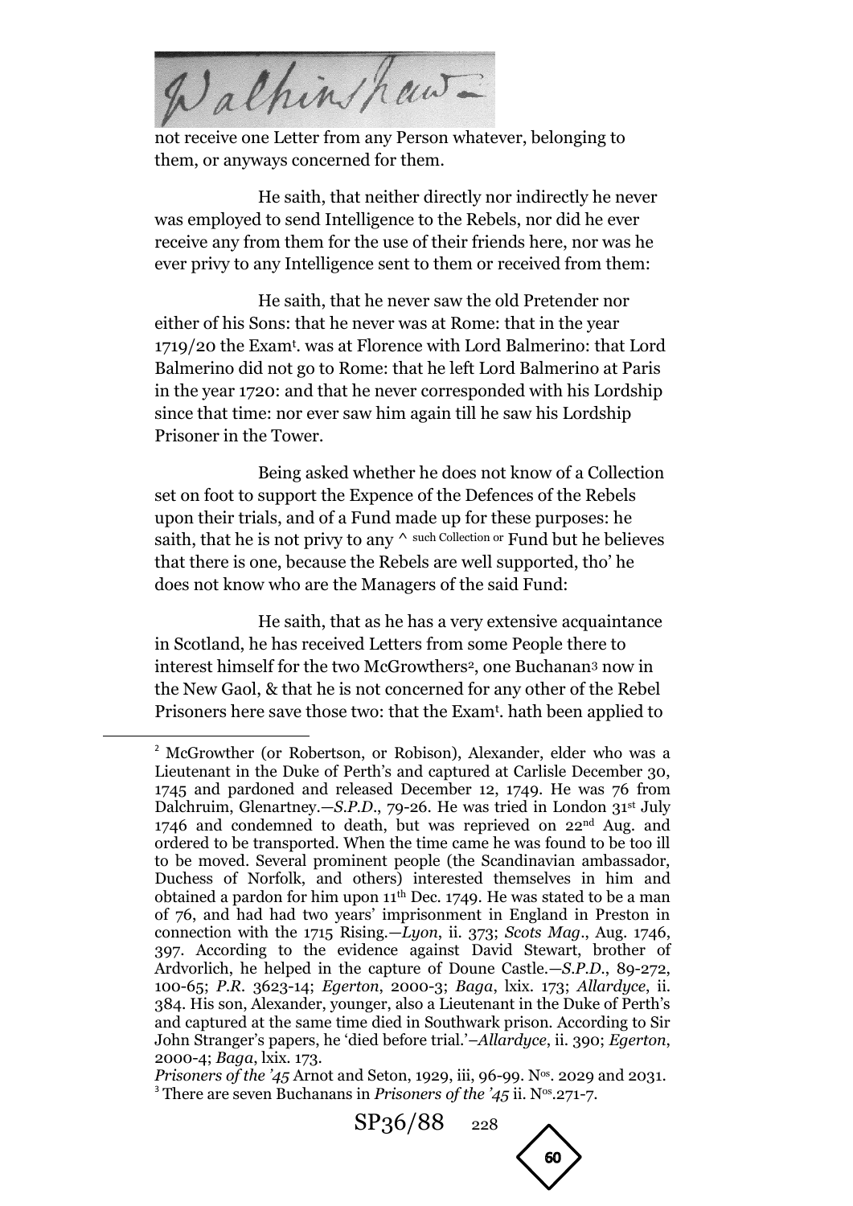Walkinshaw

not receive one Letter from any Person whatever, belonging to them, or anyways concerned for them.

He saith, that neither directly nor indirectly he never was employed to send Intelligence to the Rebels, nor did he ever receive any from them for the use of their friends here, nor was he ever privy to any Intelligence sent to them or received from them:

He saith, that he never saw the old Pretender nor either of his Sons: that he never was at Rome: that in the year 1719/20 the Exam^t^. was at Florence with Lord Balmerino: that Lord Balmerino did not go to Rome: that he left Lord Balmerino at Paris in the year 1720: and that he never corresponded with his Lordship since that time: nor ever saw him again till he saw his Lordship Prisoner in the Tower.

Being asked whether he does not know of a Collection set on foot to support the Expence of the Defences of the Rebels upon their trials, and of a Fund made up for these purposes: he saith, that he is not privy to any ^ such Collection or Fund but he believes that there is one, because the Rebels are well supported, tho' he does not know who are the Managers of the said Fund:

He saith, that as he has a very extensive acquaintance in Scotland, he has received Letters from some People there to interest himself for the two McGrowthers[2], one Buchanan[3] now in the New Gaol, & that he is not concerned for any other of the Rebel Prisoners here save those two: that the Exam^t^. hath been applied to

---

[2] McGrowther (or Robertson, or Robison), Alexander, elder who was a Lieutenant in the Duke of Perth's and captured at Carlisle December 30, 1745 and pardoned and released December 12, 1749. He was 76 from Dalchruim, Glenartney.—*S.P.D.*, 79-26. He was tried in London 31st July 1746 and condemned to death, but was reprieved on 22nd Aug. and ordered to be transported. When the time came he was found to be too ill to be moved. Several prominent people (the Scandinavian ambassador, Duchess of Norfolk, and others) interested themselves in him and obtained a pardon for him upon 11th Dec. 1749. He was stated to be a man of 76, and had had two years' imprisonment in England in Preston in connection with the 1715 Rising.—*Lyon*, ii. 373; *Scots Mag*., Aug. 1746, 397. According to the evidence against David Stewart, brother of Ardvorlich, he helped in the capture of Doune Castle.—*S.P.D.*, 89-272, 100-65; *P.R.* 3623-14; *Egerton*, 2000-3; *Baga*, lxix. 173; *Allardyce*, ii. 384. His son, Alexander, younger, also a Lieutenant in the Duke of Perth's and captured at the same time died in Southwark prison. According to Sir John Stranger's papers, he 'died before trial.'–*Allardyce*, ii. 390; *Egerton*, 2000-4; *Baga*, lxix. 173.

*Prisoners of the '45* Arnot and Seton, 1929, iii, 96-99. N^os^. 2029 and 2031.

[3] There are seven Buchanans in *Prisoners of the '45* ii. N^os^.271-7.

SP36/88 228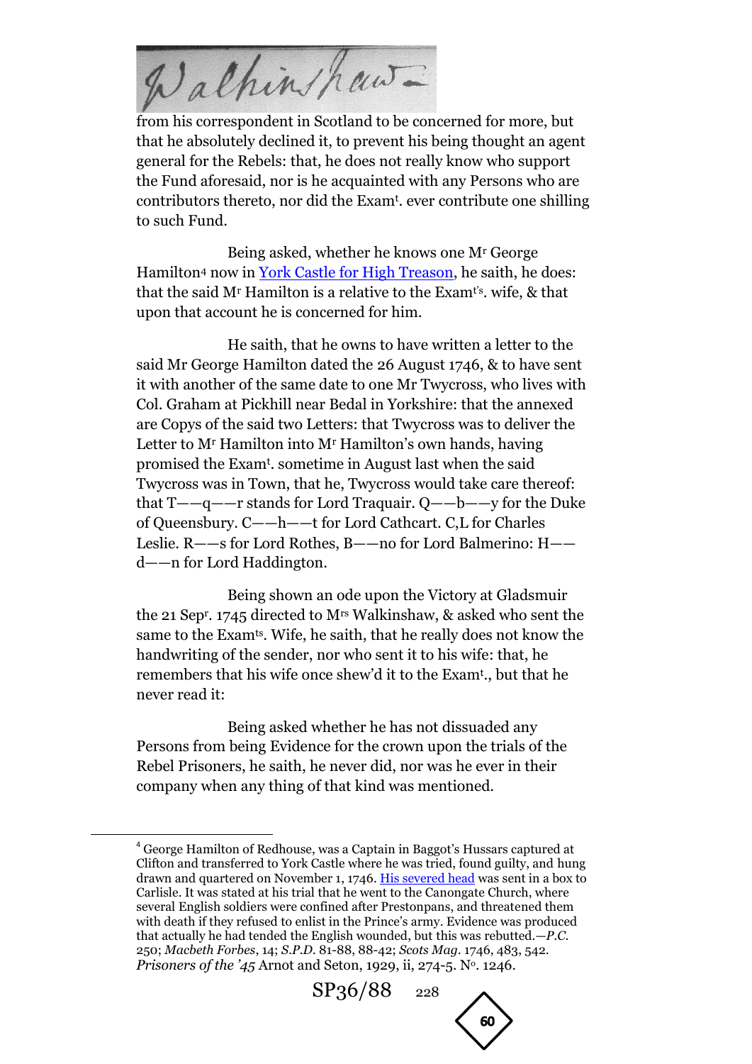from his correspondent in Scotland to be concerned for more, but that he absolutely declined it, to prevent his being thought an agent general for the Rebels: that, he does not really know who support the Fund aforesaid, nor is he acquainted with any Persons who are contributors thereto, nor did the Exam^t. ever contribute one shilling to such Fund.

Being asked, whether he knows one M^r George Hamilton[4] now in [York Castle for High Treason], he saith, he does: that the said M^r Hamilton is a relative to the Exam^t's. wife, & that upon that account he is concerned for him.

He saith, that he owns to have written a letter to the said Mr George Hamilton dated the 26 August 1746, & to have sent it with another of the same date to one Mr Twycross, who lives with Col. Graham at Pickhill near Bedal in Yorkshire: that the annexed are Copys of the said two Letters: that Twycross was to deliver the Letter to M^r Hamilton into M^r Hamilton's own hands, having promised the Exam^t. sometime in August last when the said Twycross was in Town, that he, Twycross would take care thereof: that T——q——r stands for Lord Traquair. Q——b——y for the Duke of Queensbury. C——h——t for Lord Cathcart. C,L for Charles Leslie. R——s for Lord Rothes, B——no for Lord Balmerino: H——d——n for Lord Haddington.

Being shown an ode upon the Victory at Gladsmuir the 21 Sep^r. 1745 directed to M^rs Walkinshaw, & asked who sent the same to the Exam^ts. Wife, he saith, that he really does not know the handwriting of the sender, nor who sent it to his wife: that, he remembers that his wife once shew'd it to the Exam^t., but that he never read it:

Being asked whether he has not dissuaded any Persons from being Evidence for the crown upon the trials of the Rebel Prisoners, he saith, he never did, nor was he ever in their company when any thing of that kind was mentioned.

---

[4] George Hamilton of Redhouse, was a Captain in Baggot's Hussars captured at Clifton and transferred to York Castle where he was tried, found guilty, and hung drawn and quartered on November 1, 1746. His severed head was sent in a box to Carlisle. It was stated at his trial that he went to the Canongate Church, where several English soldiers were confined after Prestonpans, and threatened them with death if they refused to enlist in the Prince's army. Evidence was produced that actually he had tended the English wounded, but this was rebutted.—*P.C.* 250; *Macbeth Forbes*, 14; *S.P.D.* 81-88, 88-42; *Scots Mag*. 1746, 483, 542. *Prisoners of the '45* Arnot and Seton, 1929, ii, 274-5. N^o. 1246.

SP36/88 228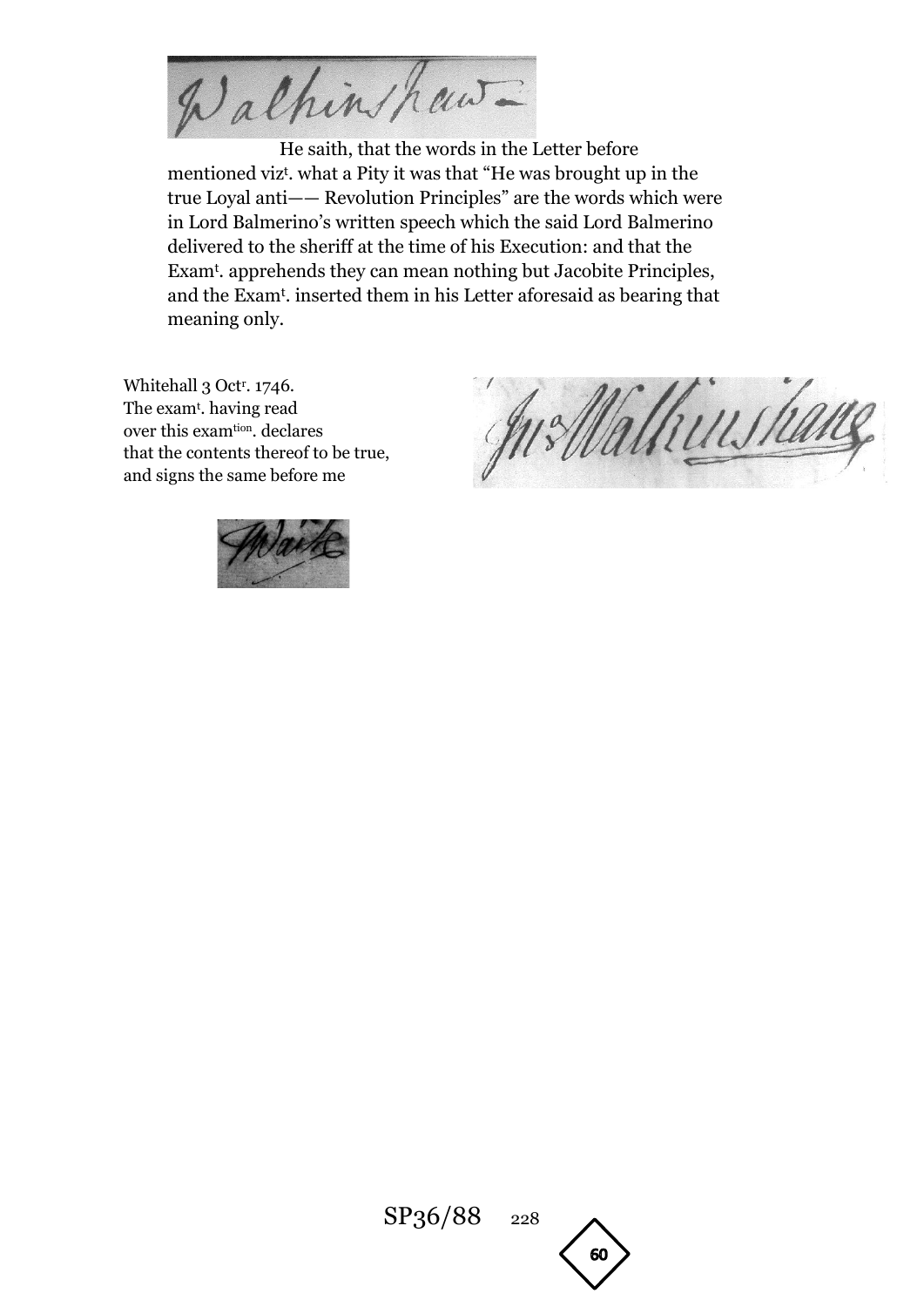Walkinshaw

He saith, that the words in the Letter before mentioned viz[t]. what a Pity it was that "He was brought up in the true Loyal anti—— Revolution Principles" are the words which were in Lord Balmerino's written speech which the said Lord Balmerino delivered to the sheriff at the time of his Execution: and that the Exam[t]. apprehends they can mean nothing but Jacobite Principles, and the Exam[t]. inserted them in his Letter aforesaid as bearing that meaning only.

Whitehall 3 Oct[r]. 1746.
The exam[t]. having read over this exam[tion]. declares that the contents thereof to be true, and signs the same before me

Jn[o] Walkinshaw

Waite

SP36/88 228